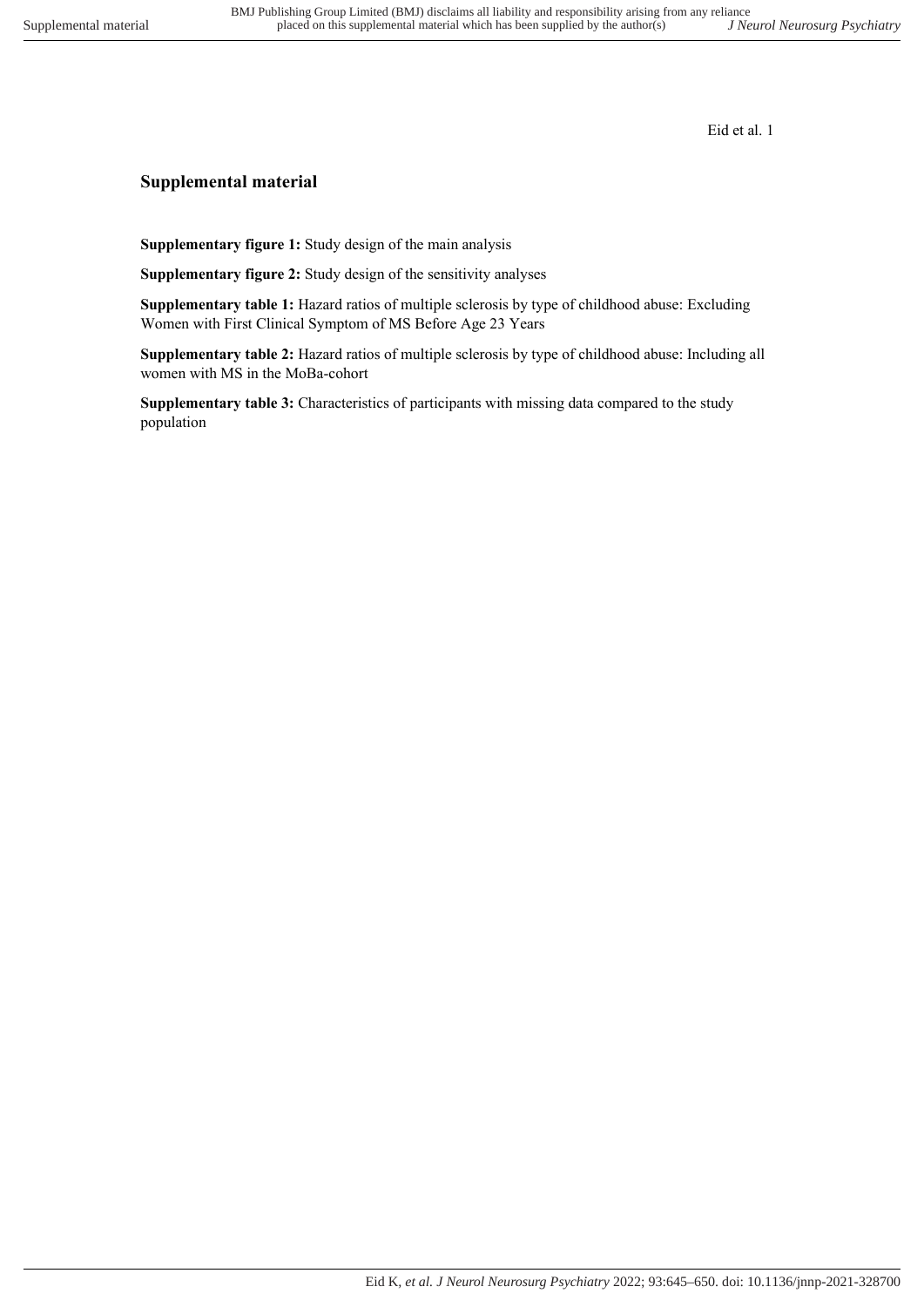## Supplemental material

**Supplementary figure 1:** Study design of the main analysis

**Supplementary figure 2:** Study design of the sensitivity analyses

**Supplementary table 1:** Hazard ratios of multiple sclerosis by type of childhood abuse: Excluding Women with First Clinical Symptom of MS Before Age 23 Years

**Supplementary table 2:** Hazard ratios of multiple sclerosis by type of childhood abuse: Including all women with MS in the MoBa-cohort

**Supplementary table 3:** Characteristics of participants with missing data compared to the study population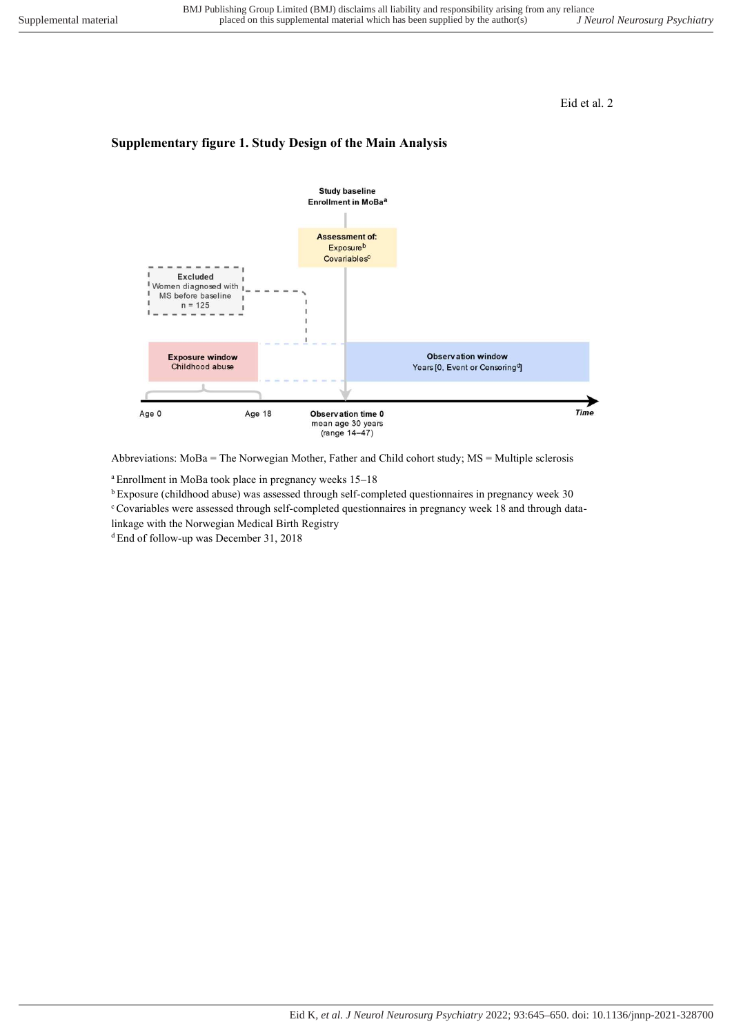## Supplementary figure 1. Study Design of the Main Analysis

Study baseline
Enrollment in MoBa[a]

Assessment of:
Exposure[b]
Covariables[c]

Excluded
Women diagnosed with MS before baseline
n = 125

Exposure window
Childhood abuse

Observation window
Years [0, Event or Censoring[d]]

Age 0 Age 18 Observation time 0 mean age 30 years (range 14–47) Time

Abbreviations: MoBa = The Norwegian Mother, Father and Child cohort study; MS = Multiple sclerosis

[a] Enrollment in MoBa took place in pregnancy weeks 15–18

[b] Exposure (childhood abuse) was assessed through self-completed questionnaires in pregnancy week 30

[c] Covariables were assessed through self-completed questionnaires in pregnancy week 18 and through data-linkage with the Norwegian Medical Birth Registry

[d] End of follow-up was December 31, 2018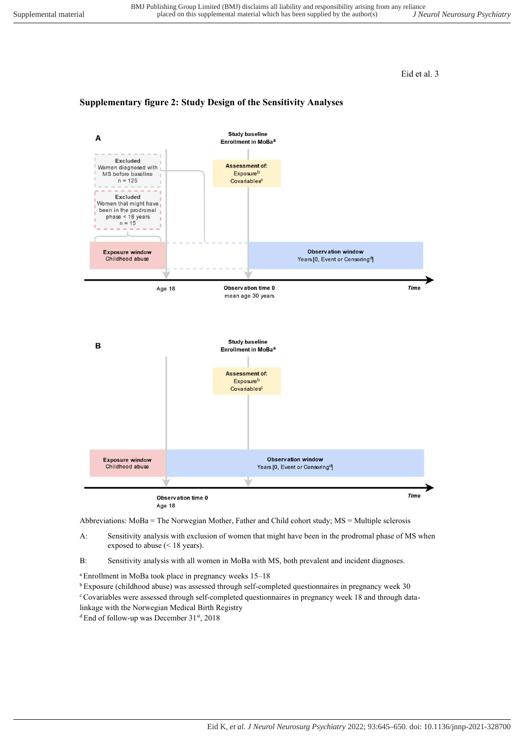## Supplementary figure 2: Study Design of the Sensitivity Analyses

**A**

Study baseline
Enrollment in MoBa[a]

Excluded
Women diagnosed with MS before baseline
n = 125

Excluded
Women that might have been in the prodromal phase < 18 years
n = 15

Assessment of:
Exposure[b]
Covariables[c]

Exposure window
Childhood abuse

Observation window
Years [0, Event or Censoring[d]]

Age 18

Observation time 0
mean age 30 years

Time

**B**

Study baseline
Enrollment in MoBa[a]

Assessment of:
Exposure[b]
Covariables[c]

Exposure window
Childhood abuse

Observation window
Years [0, Event or Censoring[d]]

Observation time 0
Age 18

Time

Abbreviations: MoBa = The Norwegian Mother, Father and Child cohort study; MS = Multiple sclerosis

A: Sensitivity analysis with exclusion of women that might have been in the prodromal phase of MS when exposed to abuse (< 18 years).

B: Sensitivity analysis with all women in MoBa with MS, both prevalent and incident diagnoses.

[a] Enrollment in MoBa took place in pregnancy weeks 15–18

[b] Exposure (childhood abuse) was assessed through self-completed questionnaires in pregnancy week 30

[c] Covariables were assessed through self-completed questionnaires in pregnancy week 18 and through data-linkage with the Norwegian Medical Birth Registry

[d] End of follow-up was December 31st, 2018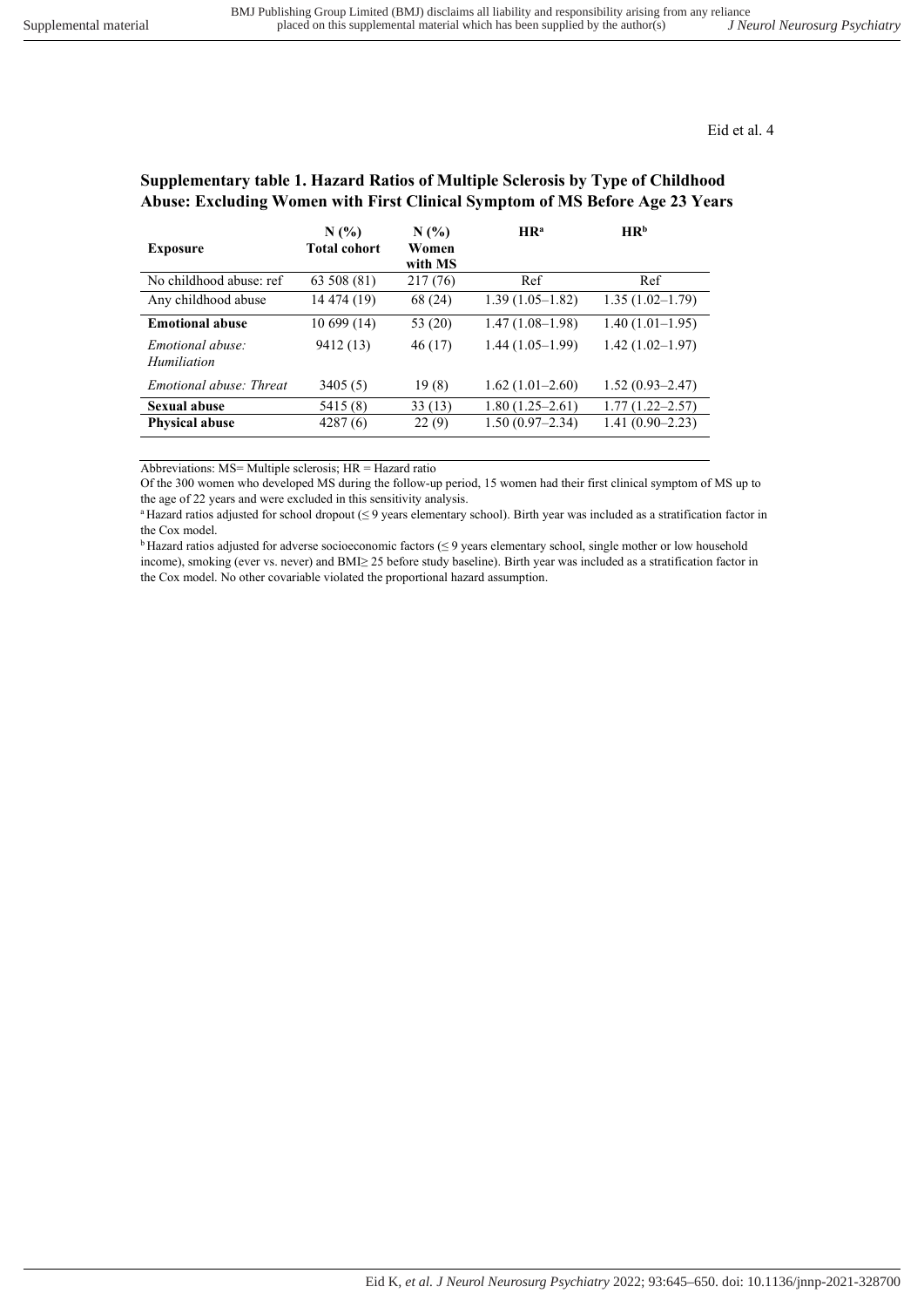## Supplementary table 1. Hazard Ratios of Multiple Sclerosis by Type of Childhood Abuse: Excluding Women with First Clinical Symptom of MS Before Age 23 Years

| Exposure | N (%) Total cohort | N (%) Women with MS | HR[a] | HR[b] |
|---|---|---|---|---|
| No childhood abuse: ref | 63 508 (81) | 217 (76) | Ref | Ref |
| Any childhood abuse | 14 474 (19) | 68 (24) | 1.39 (1.05–1.82) | 1.35 (1.02–1.79) |
| **Emotional abuse** | 10 699 (14) | 53 (20) | 1.47 (1.08–1.98) | 1.40 (1.01–1.95) |
| *Emotional abuse: Humiliation* | 9412 (13) | 46 (17) | 1.44 (1.05–1.99) | 1.42 (1.02–1.97) |
| *Emotional abuse: Threat* | 3405 (5) | 19 (8) | 1.62 (1.01–2.60) | 1.52 (0.93–2.47) |
| **Sexual abuse** | 5415 (8) | 33 (13) | 1.80 (1.25–2.61) | 1.77 (1.22–2.57) |
| **Physical abuse** | 4287 (6) | 22 (9) | 1.50 (0.97–2.34) | 1.41 (0.90–2.23) |

Abbreviations: MS= Multiple sclerosis; HR = Hazard ratio

Of the 300 women who developed MS during the follow-up period, 15 women had their first clinical symptom of MS up to the age of 22 years and were excluded in this sensitivity analysis.

[a] Hazard ratios adjusted for school dropout (≤ 9 years elementary school). Birth year was included as a stratification factor in the Cox model.

[b] Hazard ratios adjusted for adverse socioeconomic factors (≤ 9 years elementary school, single mother or low household income), smoking (ever vs. never) and BMI≥ 25 before study baseline). Birth year was included as a stratification factor in the Cox model. No other covariable violated the proportional hazard assumption.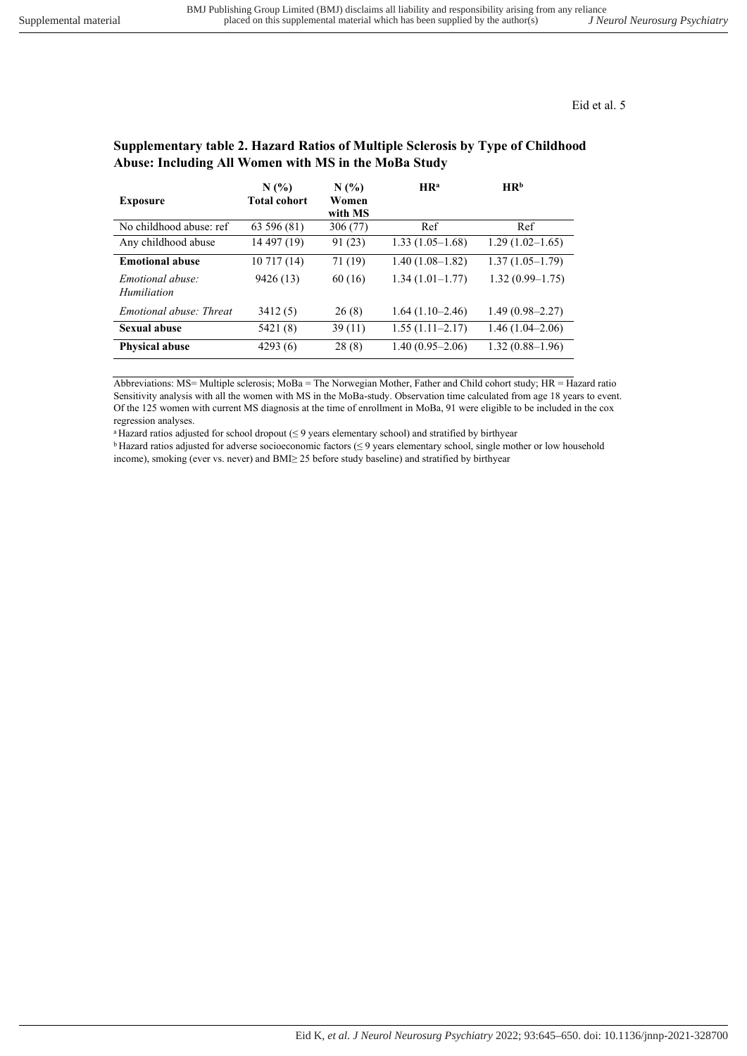**Supplementary table 2. Hazard Ratios of Multiple Sclerosis by Type of Childhood Abuse: Including All Women with MS in the MoBa Study**

| Exposure | N (%) Total cohort | N (%) Women with MS | HR[a] | HR[b] |
|---|---|---|---|---|
| No childhood abuse: ref | 63 596 (81) | 306 (77) | Ref | Ref |
| Any childhood abuse | 14 497 (19) | 91 (23) | 1.33 (1.05–1.68) | 1.29 (1.02–1.65) |
| **Emotional abuse** | 10 717 (14) | 71 (19) | 1.40 (1.08–1.82) | 1.37 (1.05–1.79) |
| *Emotional abuse: Humiliation* | 9426 (13) | 60 (16) | 1.34 (1.01–1.77) | 1.32 (0.99–1.75) |
| *Emotional abuse: Threat* | 3412 (5) | 26 (8) | 1.64 (1.10–2.46) | 1.49 (0.98–2.27) |
| **Sexual abuse** | 5421 (8) | 39 (11) | 1.55 (1.11–2.17) | 1.46 (1.04–2.06) |
| **Physical abuse** | 4293 (6) | 28 (8) | 1.40 (0.95–2.06) | 1.32 (0.88–1.96) |

Abbreviations: MS= Multiple sclerosis; MoBa = The Norwegian Mother, Father and Child cohort study; HR = Hazard ratio
Sensitivity analysis with all the women with MS in the MoBa-study. Observation time calculated from age 18 years to event. Of the 125 women with current MS diagnosis at the time of enrollment in MoBa, 91 were eligible to be included in the cox regression analyses.

[a] Hazard ratios adjusted for school dropout (≤ 9 years elementary school) and stratified by birthyear

[b] Hazard ratios adjusted for adverse socioeconomic factors (≤ 9 years elementary school, single mother or low household income), smoking (ever vs. never) and BMI≥ 25 before study baseline) and stratified by birthyear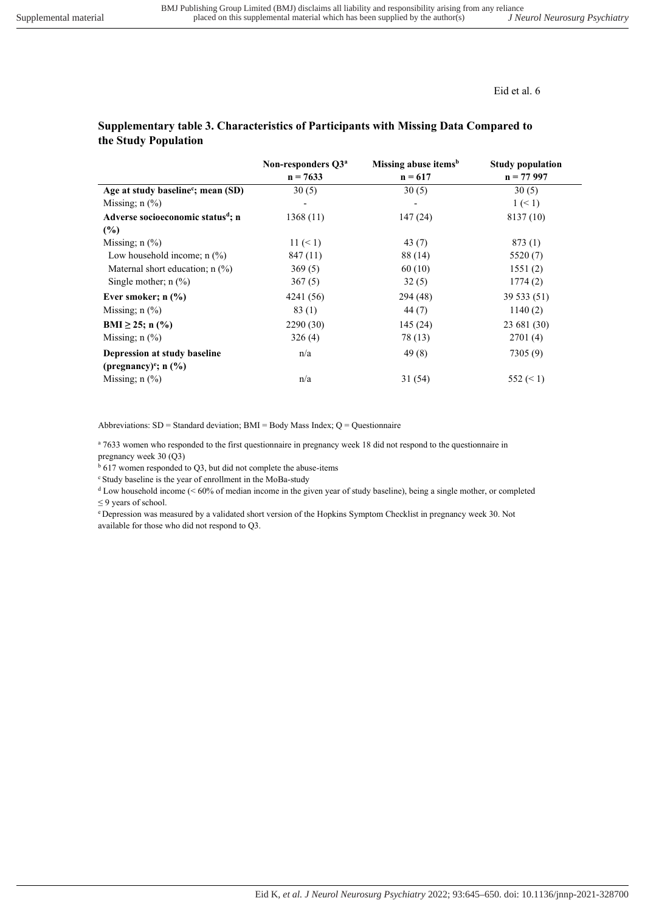## Supplementary table 3. Characteristics of Participants with Missing Data Compared to the Study Population

| | Non-responders Q3[a] n = 7633 | Missing abuse items[b] n = 617 | Study population n = 77 997 |
|---|---|---|---|
| **Age at study baseline[c]; mean (SD)** | 30 (5) | 30 (5) | 30 (5) |
| Missing; n (%) | - | - | 1 (< 1) |
| **Adverse socioeconomic status[d]; n (%)** | 1368 (11) | 147 (24) | 8137 (10) |
| Missing; n (%) | 11 (< 1) | 43 (7) | 873 (1) |
| Low household income; n (%) | 847 (11) | 88 (14) | 5520 (7) |
| Maternal short education; n (%) | 369 (5) | 60 (10) | 1551 (2) |
| Single mother; n (%) | 367 (5) | 32 (5) | 1774 (2) |
| **Ever smoker; n (%)** | 4241 (56) | 294 (48) | 39 533 (51) |
| Missing; n (%) | 83 (1) | 44 (7) | 1140 (2) |
| **BMI ≥ 25; n (%)** | 2290 (30) | 145 (24) | 23 681 (30) |
| Missing; n (%) | 326 (4) | 78 (13) | 2701 (4) |
| **Depression at study baseline (pregnancy)[e]; n (%)** | n/a | 49 (8) | 7305 (9) |
| Missing; n (%) | n/a | 31 (54) | 552 (< 1) |

Abbreviations: SD = Standard deviation; BMI = Body Mass Index; Q = Questionnaire

[a] 7633 women who responded to the first questionnaire in pregnancy week 18 did not respond to the questionnaire in pregnancy week 30 (Q3)

[b] 617 women responded to Q3, but did not complete the abuse-items

[c] Study baseline is the year of enrollment in the MoBa-study

[d] Low household income (< 60% of median income in the given year of study baseline), being a single mother, or completed ≤ 9 years of school.

[e] Depression was measured by a validated short version of the Hopkins Symptom Checklist in pregnancy week 30. Not available for those who did not respond to Q3.